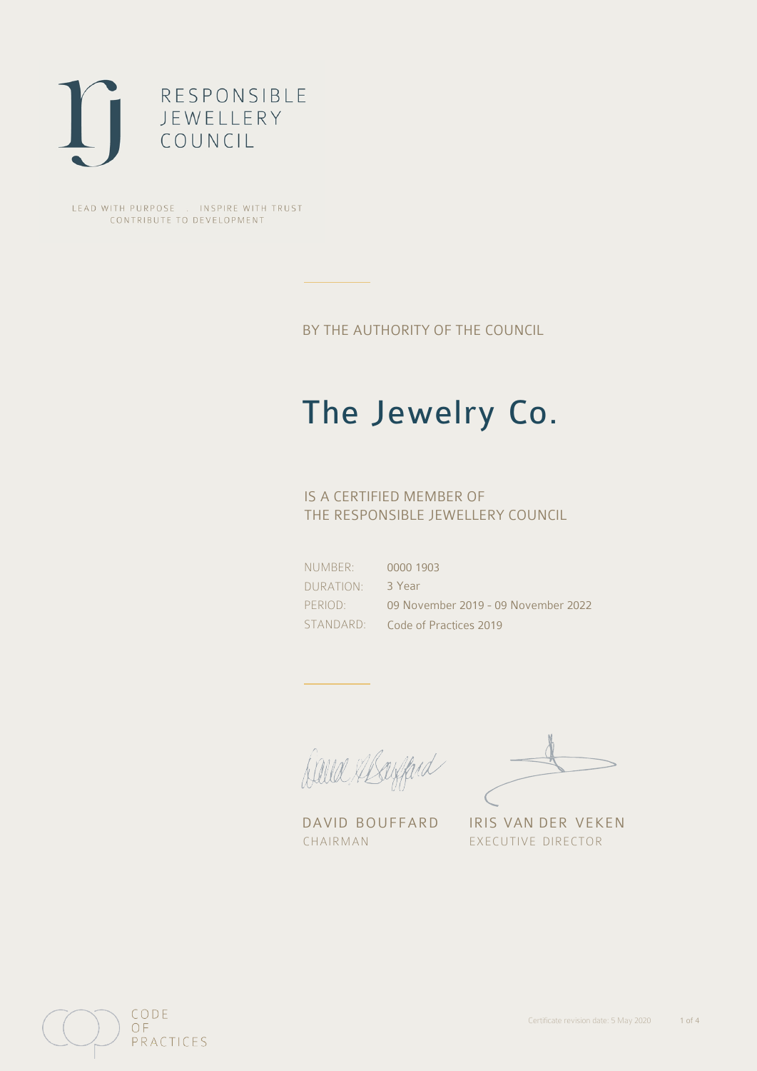RESPONSIBLE
JEWELLERY
COUNCIL

LEAD WITH PURPOSE . INSPIRE WITH TRUST
CONTRIBUTE TO DEVELOPMENT

BY THE AUTHORITY OF THE COUNCIL

# The Jewelry Co.

IS A CERTIFIED MEMBER OF
THE RESPONSIBLE JEWELLERY COUNCIL

| | |
|---|---|
| NUMBER: | 0000 1903 |
| DURATION: | 3 Year |
| PERIOD: | 09 November 2019 - 09 November 2022 |
| STANDARD: | Code of Practices 2019 |

DAVID BOUFFARD
CHAIRMAN

IRIS VAN DER VEKEN
EXECUTIVE DIRECTOR

CODE
OF
PRACTICES

Certificate revision date: 5 May 2020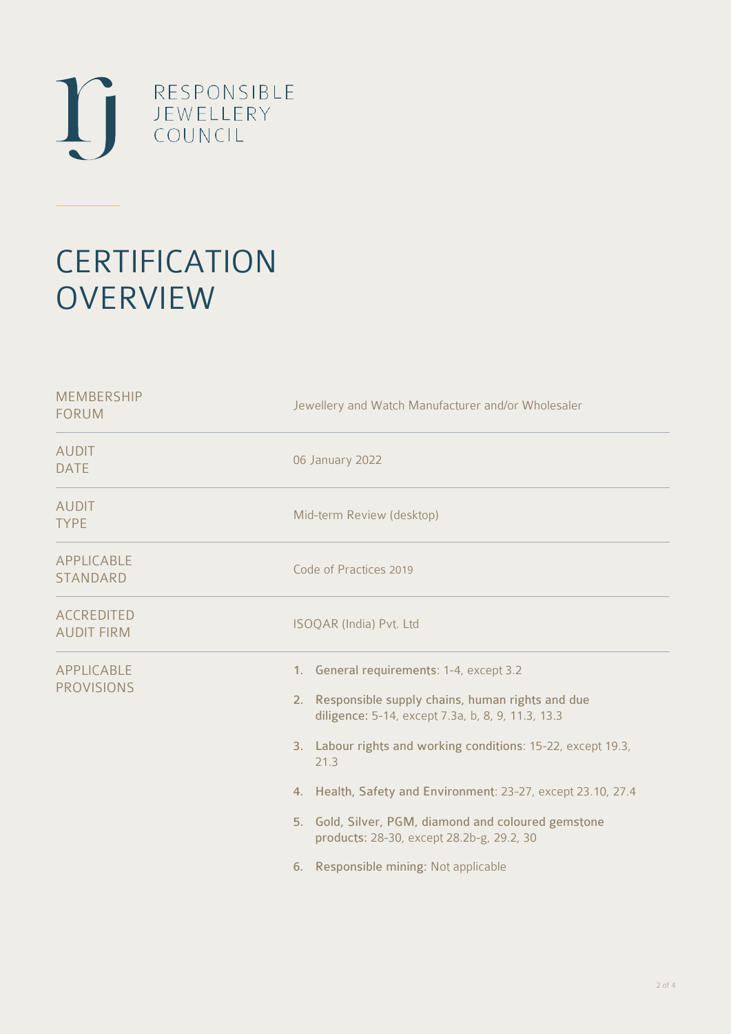RESPONSIBLE JEWELLERY COUNCIL

# CERTIFICATION OVERVIEW

| | |
|---|---|
| MEMBERSHIP FORUM | Jewellery and Watch Manufacturer and/or Wholesaler |
| AUDIT DATE | 06 January 2022 |
| AUDIT TYPE | Mid-term Review (desktop) |
| APPLICABLE STANDARD | Code of Practices 2019 |
| ACCREDITED AUDIT FIRM | ISOQAR (India) Pvt. Ltd |
| APPLICABLE PROVISIONS | 1. **General requirements**: 1-4, except 3.2<br>2. **Responsible supply chains, human rights and due diligence**: 5-14, except 7.3a, b, 8, 9, 11.3, 13.3<br>3. **Labour rights and working conditions**: 15-22, except 19.3, 21.3<br>4. **Health, Safety and Environment**: 23-27, except 23.10, 27.4<br>5. **Gold, Silver, PGM, diamond and coloured gemstone products**: 28-30, except 28.2b-g, 29.2, 30<br>6. **Responsible mining**: Not applicable |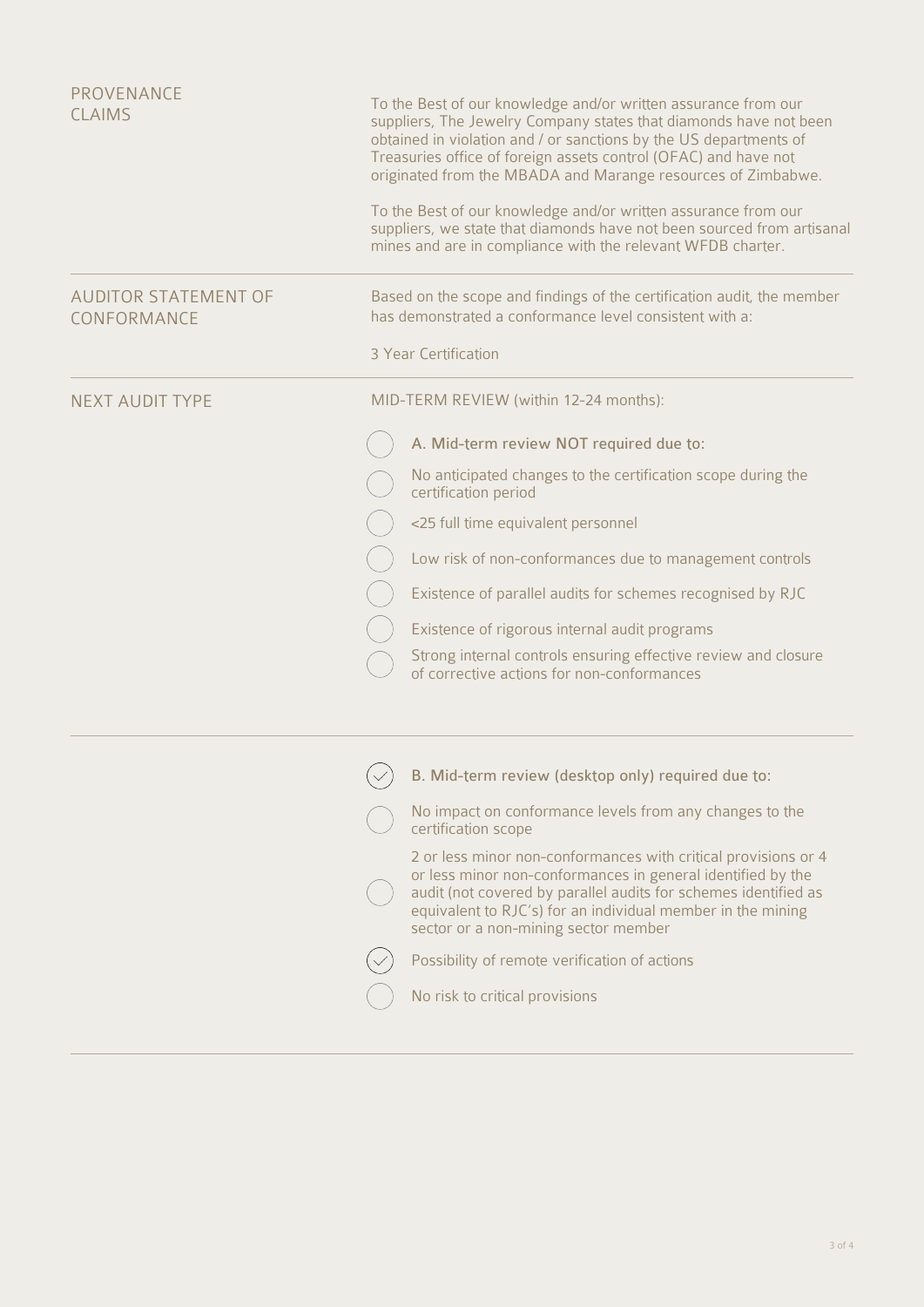## PROVENANCE CLAIMS

To the Best of our knowledge and/or written assurance from our suppliers, The Jewelry Company states that diamonds have not been obtained in violation and / or sanctions by the US departments of Treasuries office of foreign assets control (OFAC) and have not originated from the MBADA and Marange resources of Zimbabwe.

To the Best of our knowledge and/or written assurance from our suppliers, we state that diamonds have not been sourced from artisanal mines and are in compliance with the relevant WFDB charter.

---

## AUDITOR STATEMENT OF CONFORMANCE

Based on the scope and findings of the certification audit, the member has demonstrated a conformance level consistent with a:

3 Year Certification

---

## NEXT AUDIT TYPE

MID-TERM REVIEW (within 12-24 months):

- [ ] **A. Mid-term review NOT required due to:**
  - [ ] No anticipated changes to the certification scope during the certification period
  - [ ] <25 full time equivalent personnel
  - [ ] Low risk of non-conformances due to management controls
  - [ ] Existence of parallel audits for schemes recognised by RJC
  - [ ] Existence of rigorous internal audit programs
  - [ ] Strong internal controls ensuring effective review and closure of corrective actions for non-conformances

---

- [x] **B. Mid-term review (desktop only) required due to:**
  - [ ] No impact on conformance levels from any changes to the certification scope
  - [ ] 2 or less minor non-conformances with critical provisions or 4 or less minor non-conformances in general identified by the audit (not covered by parallel audits for schemes identified as equivalent to RJC's) for an individual member in the mining sector or a non-mining sector member
  - [x] Possibility of remote verification of actions
  - [ ] No risk to critical provisions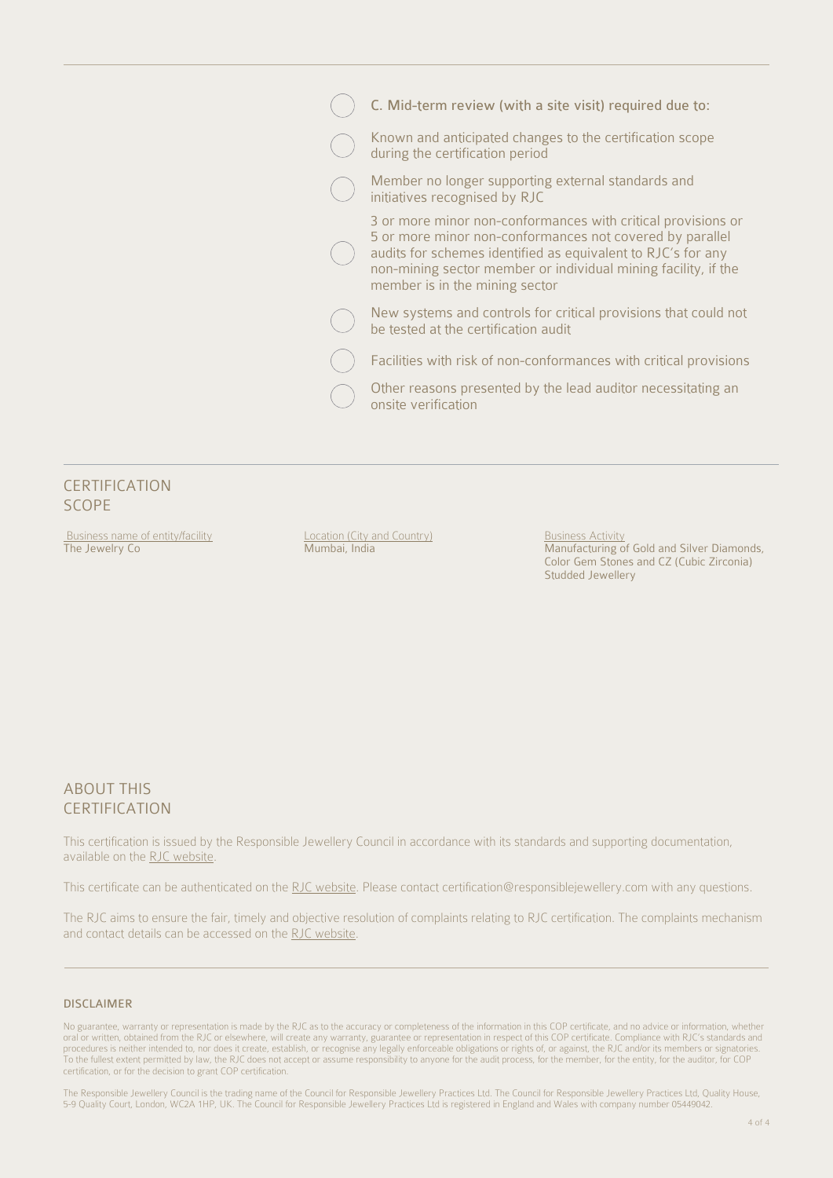- [ ] C. Mid-term review (with a site visit) required due to:
- [ ] Known and anticipated changes to the certification scope during the certification period
- [ ] Member no longer supporting external standards and initiatives recognised by RJC
- [ ] 3 or more minor non-conformances with critical provisions or 5 or more minor non-conformances not covered by parallel audits for schemes identified as equivalent to RJC's for any non-mining sector member or individual mining facility, if the member is in the mining sector
- [ ] New systems and controls for critical provisions that could not be tested at the certification audit
- [ ] Facilities with risk of non-conformances with critical provisions
- [ ] Other reasons presented by the lead auditor necessitating an onsite verification

## CERTIFICATION SCOPE

| Business name of entity/facility | Location (City and Country) | Business Activity |
| --- | --- | --- |
| The Jewelry Co | Mumbai, India | Manufacturing of Gold and Silver Diamonds, Color Gem Stones and CZ (Cubic Zirconia) Studded Jewellery |

## ABOUT THIS CERTIFICATION

This certification is issued by the Responsible Jewellery Council in accordance with its standards and supporting documentation, available on the RJC website.

This certificate can be authenticated on the RJC website. Please contact certification@responsiblejewellery.com with any questions.

The RJC aims to ensure the fair, timely and objective resolution of complaints relating to RJC certification. The complaints mechanism and contact details can be accessed on the RJC website.

### DISCLAIMER

No guarantee, warranty or representation is made by the RJC as to the accuracy or completeness of the information in this COP certificate, and no advice or information, whether oral or written, obtained from the RJC or elsewhere, will create any warranty, guarantee or representation in respect of this COP certificate. Compliance with RJC's standards and procedures is neither intended to, nor does it create, establish, or recognise any legally enforceable obligations or rights of, or against, the RJC and/or its members or signatories. To the fullest extent permitted by law, the RJC does not accept or assume responsibility to anyone for the audit process, for the member, for the entity, for the auditor, for COP certification, or for the decision to grant COP certification.

The Responsible Jewellery Council is the trading name of the Council for Responsible Jewellery Practices Ltd. The Council for Responsible Jewellery Practices Ltd, Quality House, 5-9 Quality Court, London, WC2A 1HP, UK. The Council for Responsible Jewellery Practices Ltd is registered in England and Wales with company number 05449042.